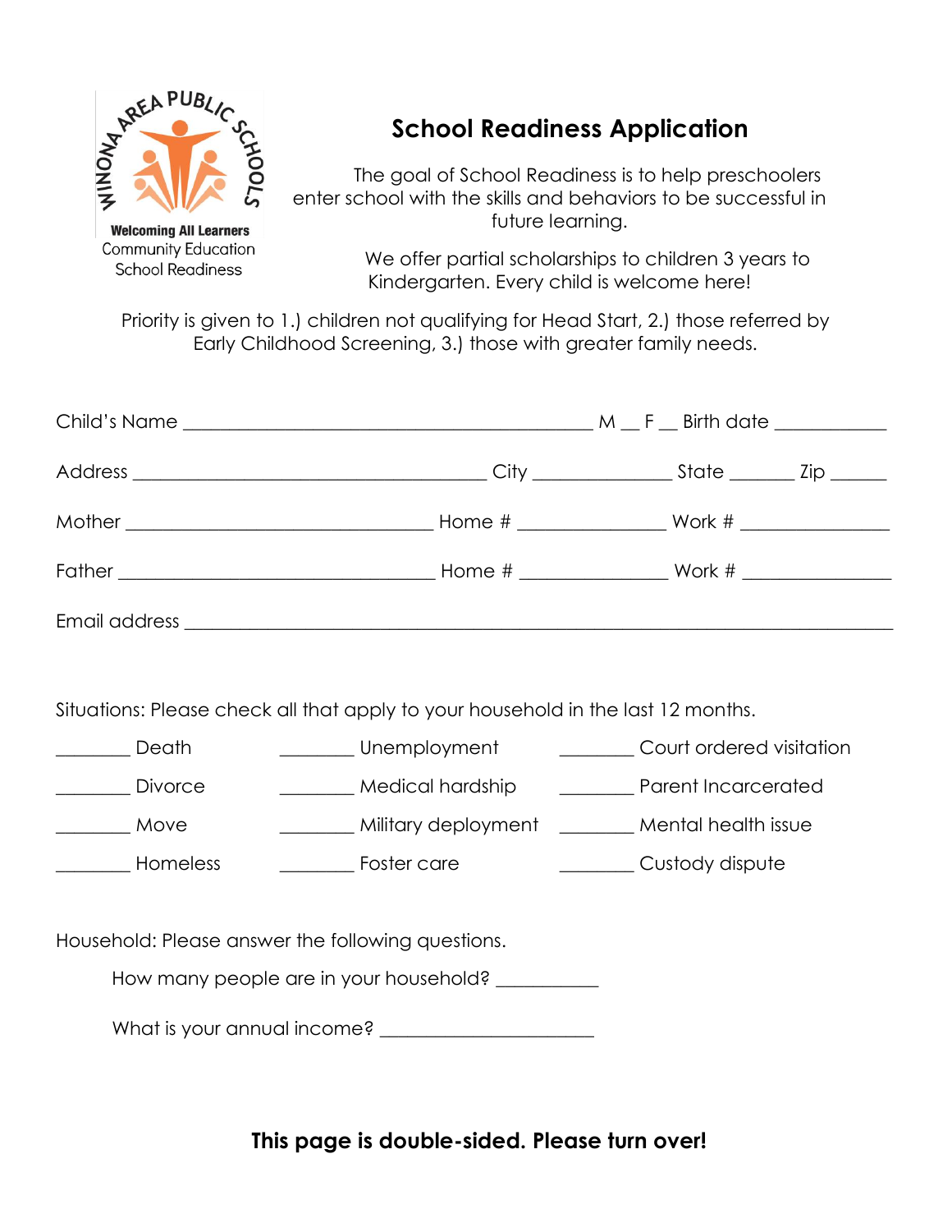WINONA AREA PUBLIC SCHOOLS

**Welcoming All Learners**
Community Education
School Readiness

# School Readiness Application

The goal of School Readiness is to help preschoolers enter school with the skills and behaviors to be successful in future learning.

We offer partial scholarships to children 3 years to Kindergarten. Every child is welcome here!

Priority is given to 1.) children not qualifying for Head Start, 2.) those referred by Early Childhood Screening, 3.) those with greater family needs.

Child's Name ________________________________________ M __ F __ Birth date ___________

Address ___________________________________ City ______________ State _______ Zip ______

Mother _______________________________ Home # _______________ Work # _______________

Father _______________________________ Home # _______________ Work # _______________

Email address ________________________________________________________________________

Situations: Please check all that apply to your household in the last 12 months.

| | | |
|---|---|---|
| ________ Death | ________ Unemployment | ________ Court ordered visitation |
| ________ Divorce | ________ Medical hardship | ________ Parent Incarcerated |
| ________ Move | ________ Military deployment | ________ Mental health issue |
| ________ Homeless | ________ Foster care | ________ Custody dispute |

Household: Please answer the following questions.

How many people are in your household? ___________

What is your annual income? ______________________

**This page is double-sided. Please turn over!**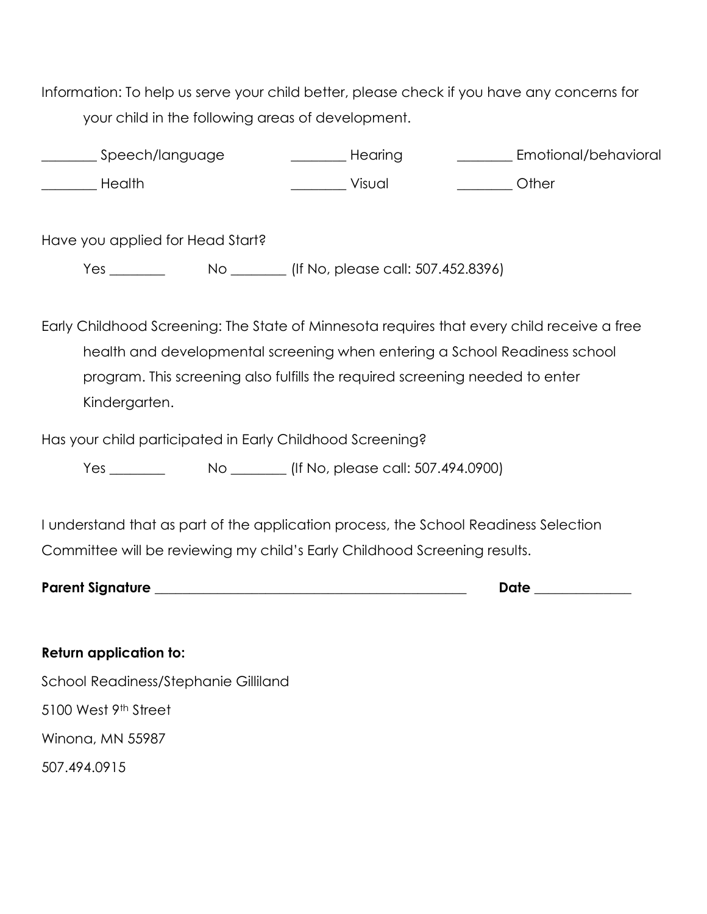Information: To help us serve your child better, please check if you have any concerns for your child in the following areas of development.

________ Speech/language ________ Hearing ________ Emotional/behavioral

________ Health ________ Visual ________ Other

Have you applied for Head Start?

Yes ________ No ________ (If No, please call: 507.452.8396)

Early Childhood Screening: The State of Minnesota requires that every child receive a free health and developmental screening when entering a School Readiness school program. This screening also fulfills the required screening needed to enter Kindergarten.

Has your child participated in Early Childhood Screening?

Yes ________ No ________ (If No, please call: 507.494.0900)

I understand that as part of the application process, the School Readiness Selection Committee will be reviewing my child's Early Childhood Screening results.

**Parent Signature** ______________________________________________ **Date** ______________

**Return application to:**

School Readiness/Stephanie Gilliland

5100 West 9th Street

Winona, MN 55987

507.494.0915